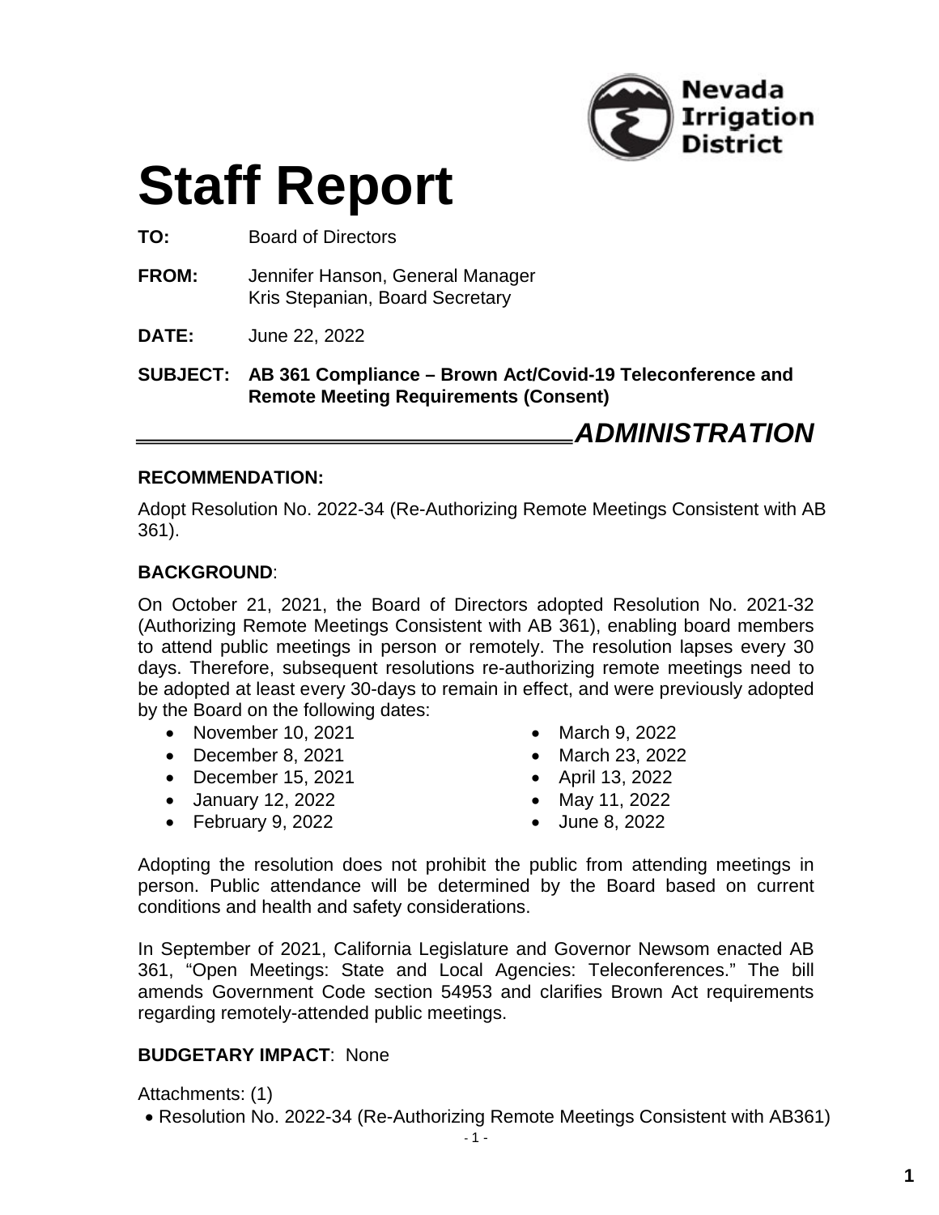Nevada Irrigation District

# Staff Report

**TO:** Board of Directors

**FROM:** Jennifer Hanson, General Manager
Kris Stepanian, Board Secretary

**DATE:** June 22, 2022

**SUBJECT: AB 361 Compliance – Brown Act/Covid-19 Teleconference and Remote Meeting Requirements (Consent)**

## *ADMINISTRATION*

### RECOMMENDATION:

Adopt Resolution No. 2022-34 (Re-Authorizing Remote Meetings Consistent with AB 361).

### BACKGROUND:

On October 21, 2021, the Board of Directors adopted Resolution No. 2021-32 (Authorizing Remote Meetings Consistent with AB 361), enabling board members to attend public meetings in person or remotely. The resolution lapses every 30 days. Therefore, subsequent resolutions re-authorizing remote meetings need to be adopted at least every 30-days to remain in effect, and were previously adopted by the Board on the following dates:

- November 10, 2021
- December 8, 2021
- December 15, 2021
- January 12, 2022
- February 9, 2022
- March 9, 2022
- March 23, 2022
- April 13, 2022
- May 11, 2022
- June 8, 2022

Adopting the resolution does not prohibit the public from attending meetings in person. Public attendance will be determined by the Board based on current conditions and health and safety considerations.

In September of 2021, California Legislature and Governor Newsom enacted AB 361, "Open Meetings: State and Local Agencies: Teleconferences." The bill amends Government Code section 54953 and clarifies Brown Act requirements regarding remotely-attended public meetings.

**BUDGETARY IMPACT**: None

Attachments: (1)

- Resolution No. 2022-34 (Re-Authorizing Remote Meetings Consistent with AB361)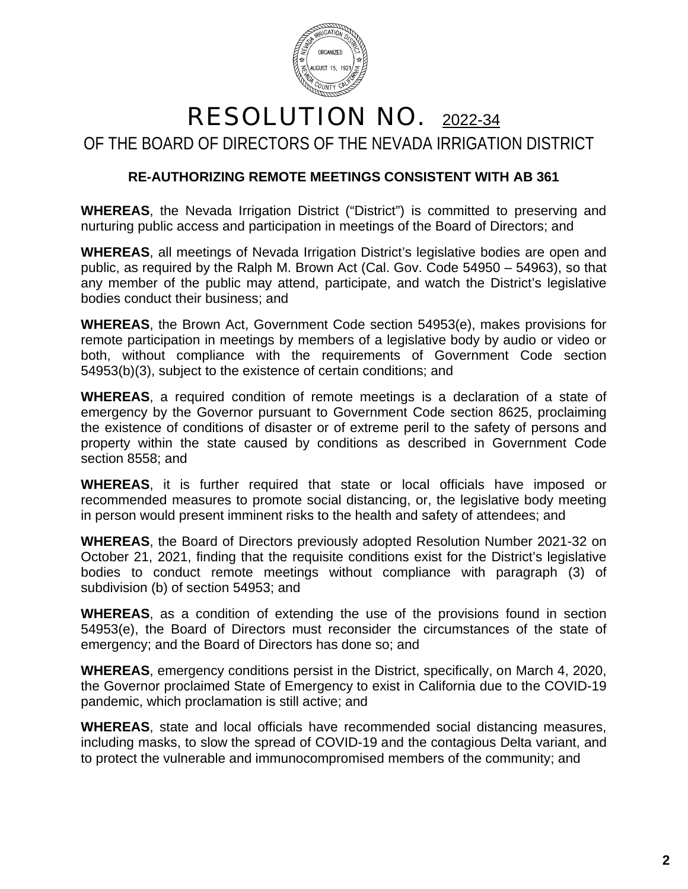# RESOLUTION NO. 2022-34

## OF THE BOARD OF DIRECTORS OF THE NEVADA IRRIGATION DISTRICT

### RE-AUTHORIZING REMOTE MEETINGS CONSISTENT WITH AB 361

**WHEREAS**, the Nevada Irrigation District ("District") is committed to preserving and nurturing public access and participation in meetings of the Board of Directors; and

**WHEREAS**, all meetings of Nevada Irrigation District's legislative bodies are open and public, as required by the Ralph M. Brown Act (Cal. Gov. Code 54950 – 54963), so that any member of the public may attend, participate, and watch the District's legislative bodies conduct their business; and

**WHEREAS**, the Brown Act, Government Code section 54953(e), makes provisions for remote participation in meetings by members of a legislative body by audio or video or both, without compliance with the requirements of Government Code section 54953(b)(3), subject to the existence of certain conditions; and

**WHEREAS**, a required condition of remote meetings is a declaration of a state of emergency by the Governor pursuant to Government Code section 8625, proclaiming the existence of conditions of disaster or of extreme peril to the safety of persons and property within the state caused by conditions as described in Government Code section 8558; and

**WHEREAS**, it is further required that state or local officials have imposed or recommended measures to promote social distancing, or, the legislative body meeting in person would present imminent risks to the health and safety of attendees; and

**WHEREAS**, the Board of Directors previously adopted Resolution Number 2021-32 on October 21, 2021, finding that the requisite conditions exist for the District's legislative bodies to conduct remote meetings without compliance with paragraph (3) of subdivision (b) of section 54953; and

**WHEREAS**, as a condition of extending the use of the provisions found in section 54953(e), the Board of Directors must reconsider the circumstances of the state of emergency; and the Board of Directors has done so; and

**WHEREAS**, emergency conditions persist in the District, specifically, on March 4, 2020, the Governor proclaimed State of Emergency to exist in California due to the COVID-19 pandemic, which proclamation is still active; and

**WHEREAS**, state and local officials have recommended social distancing measures, including masks, to slow the spread of COVID-19 and the contagious Delta variant, and to protect the vulnerable and immunocompromised members of the community; and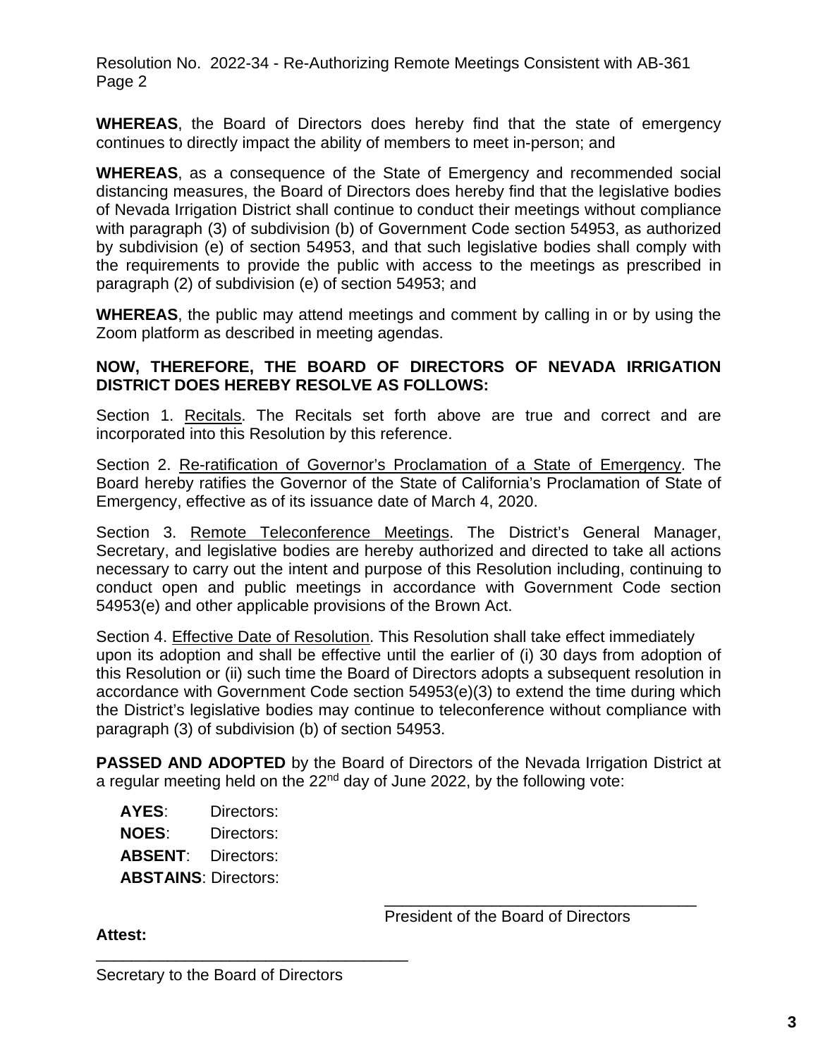**WHEREAS**, the Board of Directors does hereby find that the state of emergency continues to directly impact the ability of members to meet in-person; and

**WHEREAS**, as a consequence of the State of Emergency and recommended social distancing measures, the Board of Directors does hereby find that the legislative bodies of Nevada Irrigation District shall continue to conduct their meetings without compliance with paragraph (3) of subdivision (b) of Government Code section 54953, as authorized by subdivision (e) of section 54953, and that such legislative bodies shall comply with the requirements to provide the public with access to the meetings as prescribed in paragraph (2) of subdivision (e) of section 54953; and

**WHEREAS**, the public may attend meetings and comment by calling in or by using the Zoom platform as described in meeting agendas.

**NOW, THEREFORE, THE BOARD OF DIRECTORS OF NEVADA IRRIGATION DISTRICT DOES HEREBY RESOLVE AS FOLLOWS:**

Section 1. Recitals. The Recitals set forth above are true and correct and are incorporated into this Resolution by this reference.

Section 2. Re-ratification of Governor's Proclamation of a State of Emergency. The Board hereby ratifies the Governor of the State of California's Proclamation of State of Emergency, effective as of its issuance date of March 4, 2020.

Section 3. Remote Teleconference Meetings. The District's General Manager, Secretary, and legislative bodies are hereby authorized and directed to take all actions necessary to carry out the intent and purpose of this Resolution including, continuing to conduct open and public meetings in accordance with Government Code section 54953(e) and other applicable provisions of the Brown Act.

Section 4. Effective Date of Resolution. This Resolution shall take effect immediately upon its adoption and shall be effective until the earlier of (i) 30 days from adoption of this Resolution or (ii) such time the Board of Directors adopts a subsequent resolution in accordance with Government Code section 54953(e)(3) to extend the time during which the District's legislative bodies may continue to teleconference without compliance with paragraph (3) of subdivision (b) of section 54953.

**PASSED AND ADOPTED** by the Board of Directors of the Nevada Irrigation District at a regular meeting held on the 22nd day of June 2022, by the following vote:

**AYES**: Directors:
**NOES**: Directors:
**ABSENT**: Directors:
**ABSTAINS**: Directors:

___________________________________
President of the Board of Directors

**Attest:**

___________________________________
Secretary to the Board of Directors